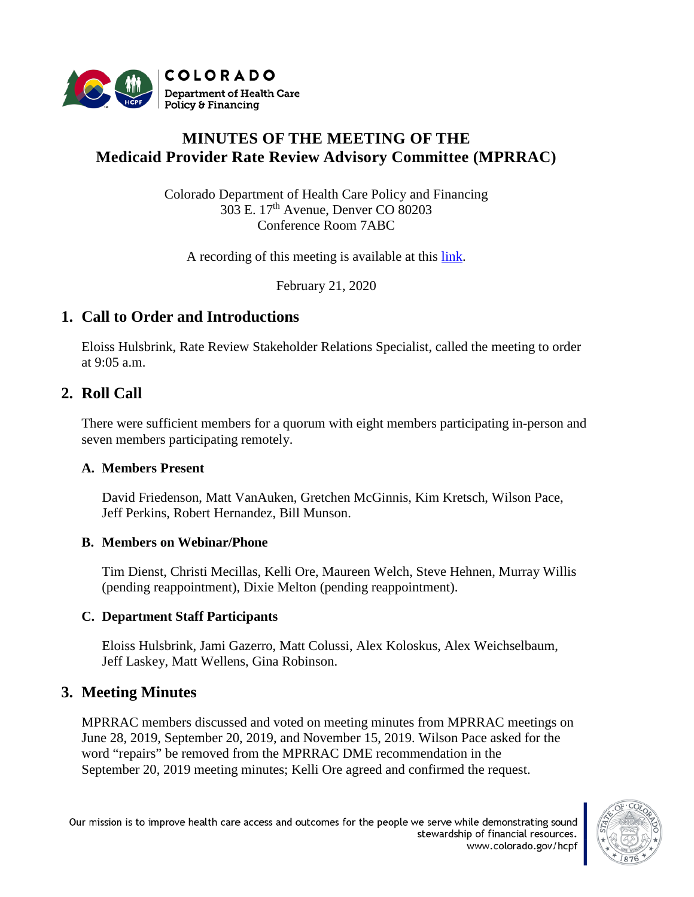# MINUTES OF THE MEETING OF THE Medicaid Provider Rate Review Advisory Committee (MPRRAC)

Colorado Department of Health Care Policy and Financing
303 E. 17th Avenue, Denver CO 80203
Conference Room 7ABC

A recording of this meeting is available at this link.

February 21, 2020

## 1. Call to Order and Introductions

Eloiss Hulsbrink, Rate Review Stakeholder Relations Specialist, called the meeting to order at 9:05 a.m.

## 2. Roll Call

There were sufficient members for a quorum with eight members participating in-person and seven members participating remotely.

### A. Members Present

David Friedenson, Matt VanAuken, Gretchen McGinnis, Kim Kretsch, Wilson Pace, Jeff Perkins, Robert Hernandez, Bill Munson.

### B. Members on Webinar/Phone

Tim Dienst, Christi Mecillas, Kelli Ore, Maureen Welch, Steve Hehnen, Murray Willis (pending reappointment), Dixie Melton (pending reappointment).

### C. Department Staff Participants

Eloiss Hulsbrink, Jami Gazerro, Matt Colussi, Alex Koloskus, Alex Weichselbaum, Jeff Laskey, Matt Wellens, Gina Robinson.

## 3. Meeting Minutes

MPRRAC members discussed and voted on meeting minutes from MPRRAC meetings on June 28, 2019, September 20, 2019, and November 15, 2019. Wilson Pace asked for the word "repairs" be removed from the MPRRAC DME recommendation in the September 20, 2019 meeting minutes; Kelli Ore agreed and confirmed the request.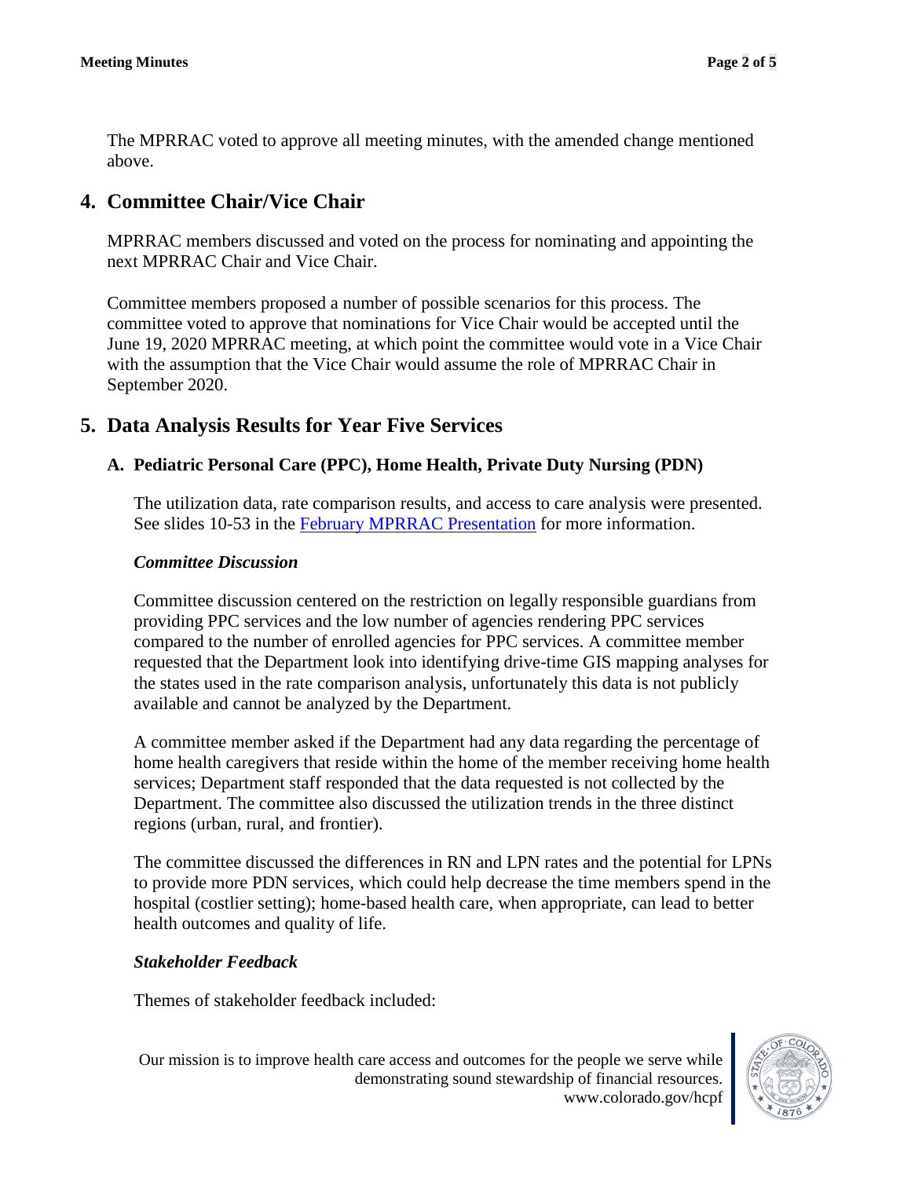The MPRRAC voted to approve all meeting minutes, with the amended change mentioned above.

## 4. Committee Chair/Vice Chair

MPRRAC members discussed and voted on the process for nominating and appointing the next MPRRAC Chair and Vice Chair.

Committee members proposed a number of possible scenarios for this process. The committee voted to approve that nominations for Vice Chair would be accepted until the June 19, 2020 MPRRAC meeting, at which point the committee would vote in a Vice Chair with the assumption that the Vice Chair would assume the role of MPRRAC Chair in September 2020.

## 5. Data Analysis Results for Year Five Services

### A. Pediatric Personal Care (PPC), Home Health, Private Duty Nursing (PDN)

The utilization data, rate comparison results, and access to care analysis were presented. See slides 10-53 in the February MPRRAC Presentation for more information.

#### *Committee Discussion*

Committee discussion centered on the restriction on legally responsible guardians from providing PPC services and the low number of agencies rendering PPC services compared to the number of enrolled agencies for PPC services. A committee member requested that the Department look into identifying drive-time GIS mapping analyses for the states used in the rate comparison analysis, unfortunately this data is not publicly available and cannot be analyzed by the Department.

A committee member asked if the Department had any data regarding the percentage of home health caregivers that reside within the home of the member receiving home health services; Department staff responded that the data requested is not collected by the Department. The committee also discussed the utilization trends in the three distinct regions (urban, rural, and frontier).

The committee discussed the differences in RN and LPN rates and the potential for LPNs to provide more PDN services, which could help decrease the time members spend in the hospital (costlier setting); home-based health care, when appropriate, can lead to better health outcomes and quality of life.

#### *Stakeholder Feedback*

Themes of stakeholder feedback included: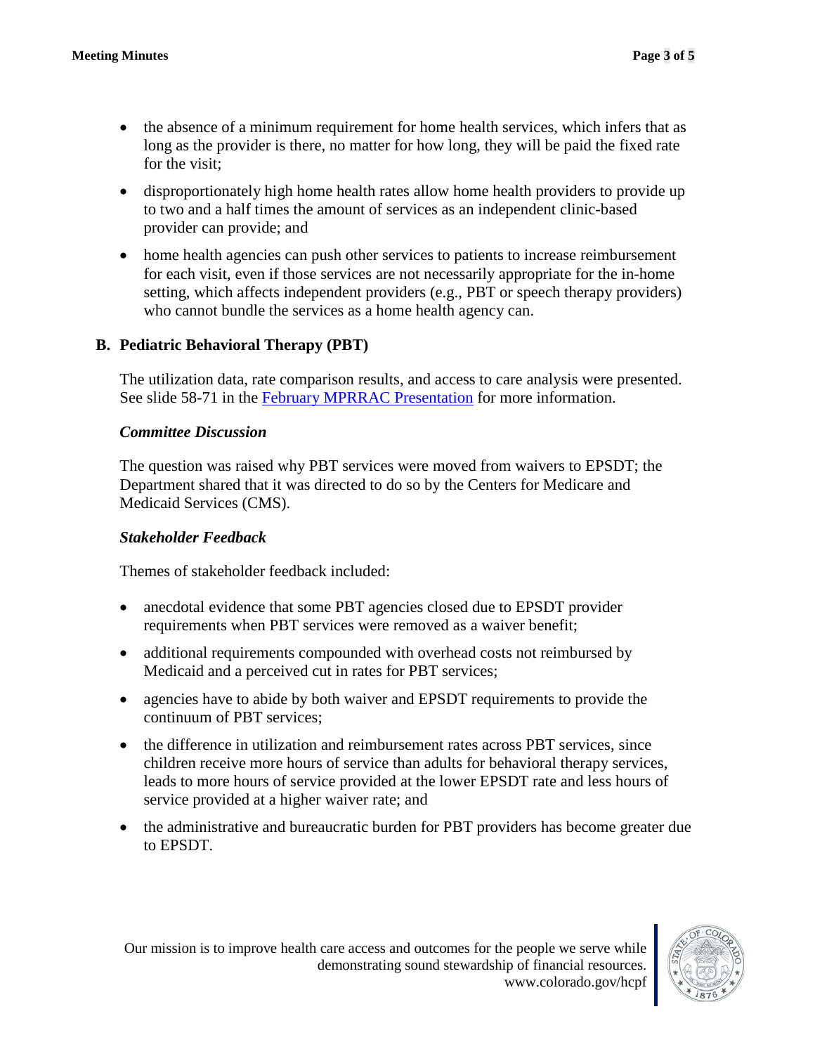- the absence of a minimum requirement for home health services, which infers that as long as the provider is there, no matter for how long, they will be paid the fixed rate for the visit;
- disproportionately high home health rates allow home health providers to provide up to two and a half times the amount of services as an independent clinic-based provider can provide; and
- home health agencies can push other services to patients to increase reimbursement for each visit, even if those services are not necessarily appropriate for the in-home setting, which affects independent providers (e.g., PBT or speech therapy providers) who cannot bundle the services as a home health agency can.

### B. Pediatric Behavioral Therapy (PBT)

The utilization data, rate comparison results, and access to care analysis were presented. See slide 58-71 in the [February MPRRAC Presentation](#) for more information.

#### *Committee Discussion*

The question was raised why PBT services were moved from waivers to EPSDT; the Department shared that it was directed to do so by the Centers for Medicare and Medicaid Services (CMS).

#### *Stakeholder Feedback*

Themes of stakeholder feedback included:

- anecdotal evidence that some PBT agencies closed due to EPSDT provider requirements when PBT services were removed as a waiver benefit;
- additional requirements compounded with overhead costs not reimbursed by Medicaid and a perceived cut in rates for PBT services;
- agencies have to abide by both waiver and EPSDT requirements to provide the continuum of PBT services;
- the difference in utilization and reimbursement rates across PBT services, since children receive more hours of service than adults for behavioral therapy services, leads to more hours of service provided at the lower EPSDT rate and less hours of service provided at a higher waiver rate; and
- the administrative and bureaucratic burden for PBT providers has become greater due to EPSDT.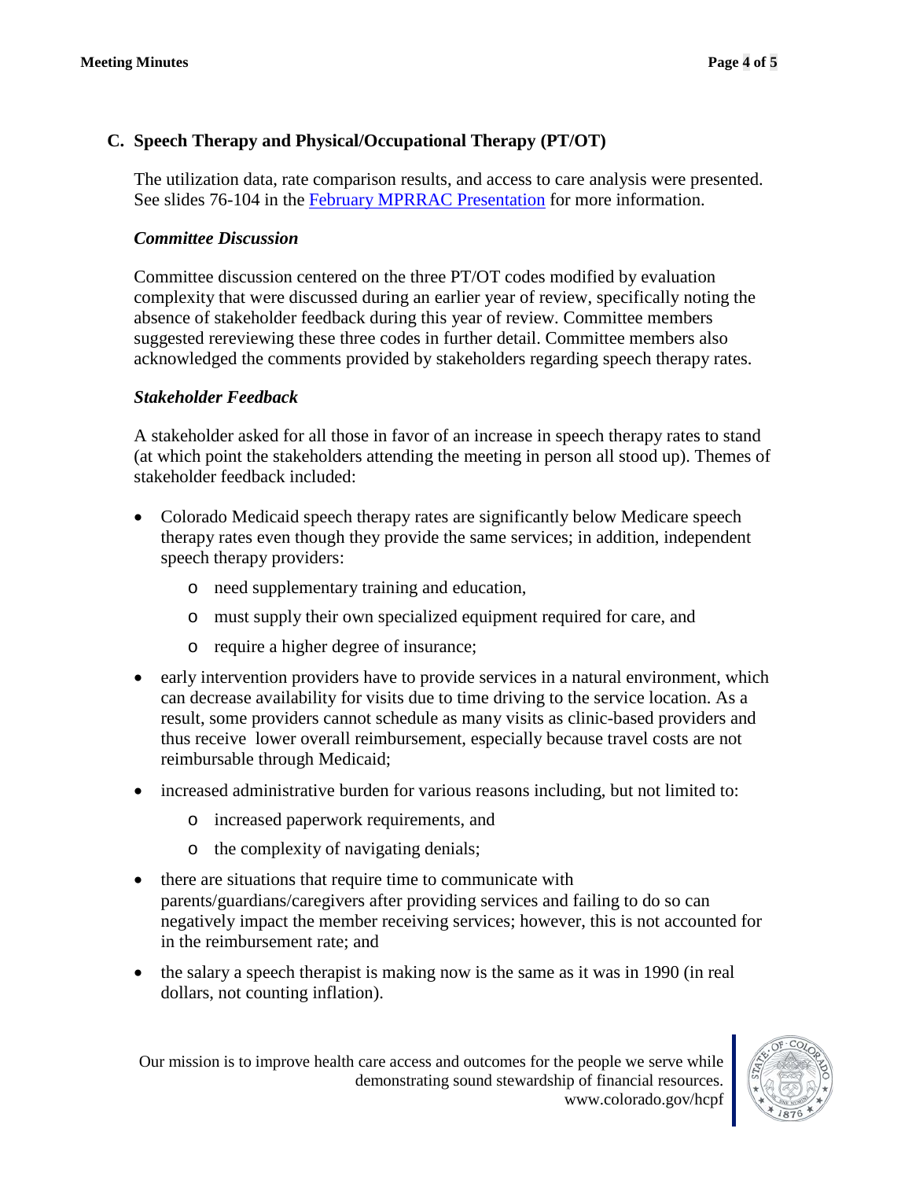## C. Speech Therapy and Physical/Occupational Therapy (PT/OT)

The utilization data, rate comparison results, and access to care analysis were presented. See slides 76-104 in the [February MPRRAC Presentation]() for more information.

### *Committee Discussion*

Committee discussion centered on the three PT/OT codes modified by evaluation complexity that were discussed during an earlier year of review, specifically noting the absence of stakeholder feedback during this year of review. Committee members suggested rereviewing these three codes in further detail. Committee members also acknowledged the comments provided by stakeholders regarding speech therapy rates.

### *Stakeholder Feedback*

A stakeholder asked for all those in favor of an increase in speech therapy rates to stand (at which point the stakeholders attending the meeting in person all stood up). Themes of stakeholder feedback included:

- Colorado Medicaid speech therapy rates are significantly below Medicare speech therapy rates even though they provide the same services; in addition, independent speech therapy providers:
  - need supplementary training and education,
  - must supply their own specialized equipment required for care, and
  - require a higher degree of insurance;
- early intervention providers have to provide services in a natural environment, which can decrease availability for visits due to time driving to the service location. As a result, some providers cannot schedule as many visits as clinic-based providers and thus receive lower overall reimbursement, especially because travel costs are not reimbursable through Medicaid;
- increased administrative burden for various reasons including, but not limited to:
  - increased paperwork requirements, and
  - the complexity of navigating denials;
- there are situations that require time to communicate with parents/guardians/caregivers after providing services and failing to do so can negatively impact the member receiving services; however, this is not accounted for in the reimbursement rate; and
- the salary a speech therapist is making now is the same as it was in 1990 (in real dollars, not counting inflation).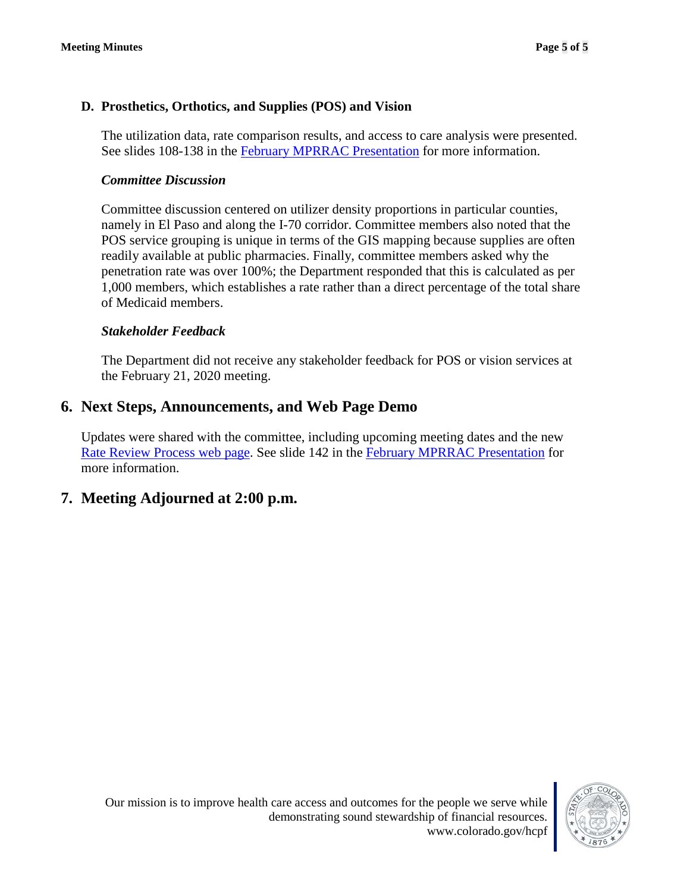### D. Prosthetics, Orthotics, and Supplies (POS) and Vision

The utilization data, rate comparison results, and access to care analysis were presented. See slides 108-138 in the February MPRRAC Presentation for more information.

#### *Committee Discussion*

Committee discussion centered on utilizer density proportions in particular counties, namely in El Paso and along the I-70 corridor. Committee members also noted that the POS service grouping is unique in terms of the GIS mapping because supplies are often readily available at public pharmacies. Finally, committee members asked why the penetration rate was over 100%; the Department responded that this is calculated as per 1,000 members, which establishes a rate rather than a direct percentage of the total share of Medicaid members.

#### *Stakeholder Feedback*

The Department did not receive any stakeholder feedback for POS or vision services at the February 21, 2020 meeting.

## 6. Next Steps, Announcements, and Web Page Demo

Updates were shared with the committee, including upcoming meeting dates and the new Rate Review Process web page. See slide 142 in the February MPRRAC Presentation for more information.

## 7. Meeting Adjourned at 2:00 p.m.

Our mission is to improve health care access and outcomes for the people we serve while demonstrating sound stewardship of financial resources.
www.colorado.gov/hcpf